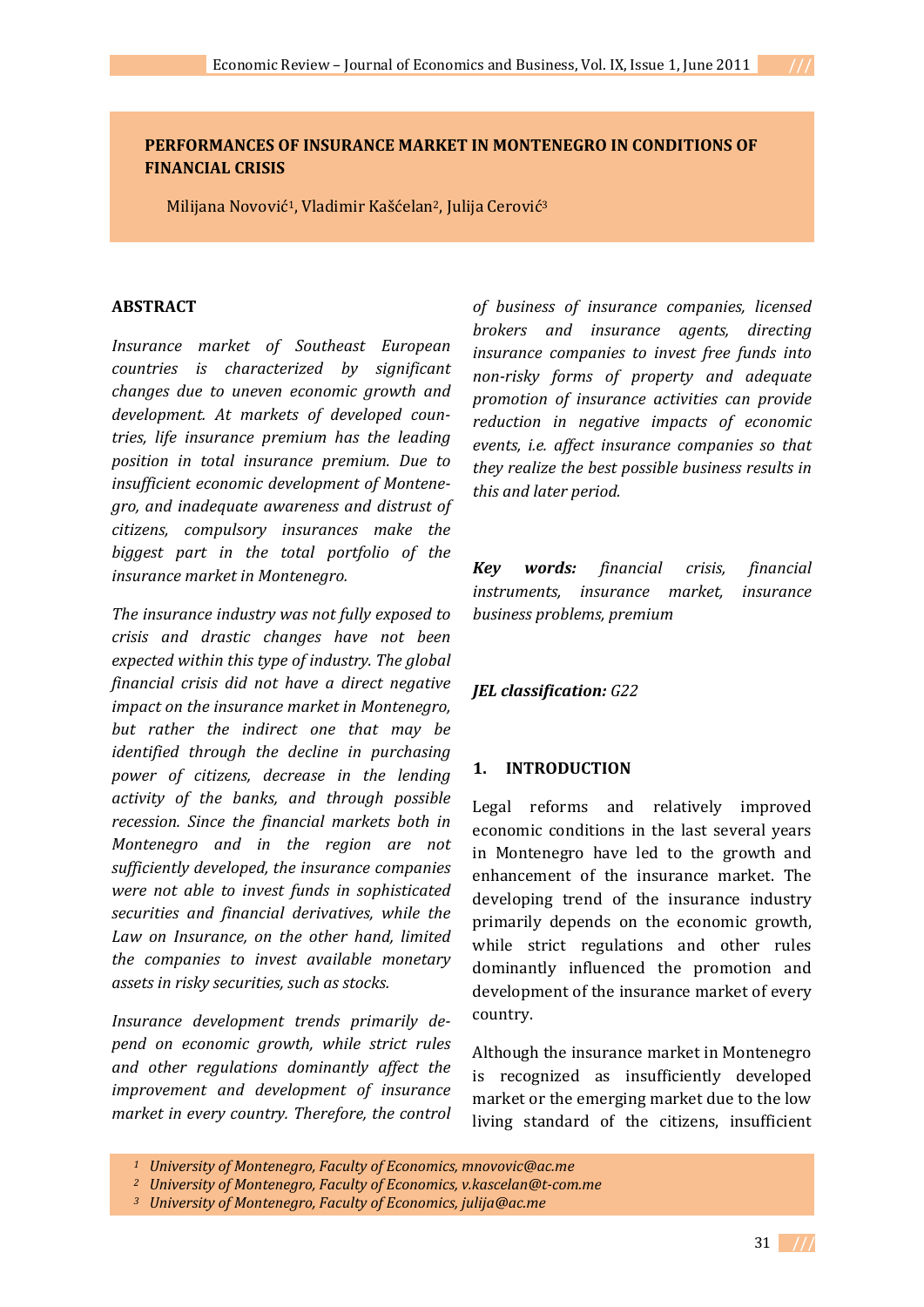# PERFORMANCES OF INSURANCE MARKET IN MONTENEGRO IN CONDITIONS OF FINANCIAL CRISIS

Milijana Novović[1], Vladimir Kašćelan[2], Julija Cerović[3]

## ABSTRACT

*Insurance market of Southeast European countries is characterized by significant changes due to uneven economic growth and development. At markets of developed countries, life insurance premium has the leading position in total insurance premium. Due to insufficient economic development of Montenegro, and inadequate awareness and distrust of citizens, compulsory insurances make the biggest part in the total portfolio of the insurance market in Montenegro.*

*The insurance industry was not fully exposed to crisis and drastic changes have not been expected within this type of industry. The global financial crisis did not have a direct negative impact on the insurance market in Montenegro, but rather the indirect one that may be identified through the decline in purchasing power of citizens, decrease in the lending activity of the banks, and through possible recession. Since the financial markets both in Montenegro and in the region are not sufficiently developed, the insurance companies were not able to invest funds in sophisticated securities and financial derivatives, while the Law on Insurance, on the other hand, limited the companies to invest available monetary assets in risky securities, such as stocks.*

*Insurance development trends primarily depend on economic growth, while strict rules and other regulations dominantly affect the improvement and development of insurance market in every country. Therefore, the control of business of insurance companies, licensed brokers and insurance agents, directing insurance companies to invest free funds into non-risky forms of property and adequate promotion of insurance activities can provide reduction in negative impacts of economic events, i.e. affect insurance companies so that they realize the best possible business results in this and later period.*

***Key words:*** *financial crisis, financial instruments, insurance market, insurance business problems, premium*

***JEL classification:*** *G22*

## 1. INTRODUCTION

Legal reforms and relatively improved economic conditions in the last several years in Montenegro have led to the growth and enhancement of the insurance market. The developing trend of the insurance industry primarily depends on the economic growth, while strict regulations and other rules dominantly influenced the promotion and development of the insurance market of every country.

Although the insurance market in Montenegro is recognized as insufficiently developed market or the emerging market due to the low living standard of the citizens, insufficient

[1] *University of Montenegro, Faculty of Economics, mnovovic@ac.me*
[2] *University of Montenegro, Faculty of Economics, v.kascelan@t-com.me*
[3] *University of Montenegro, Faculty of Economics, julija@ac.me*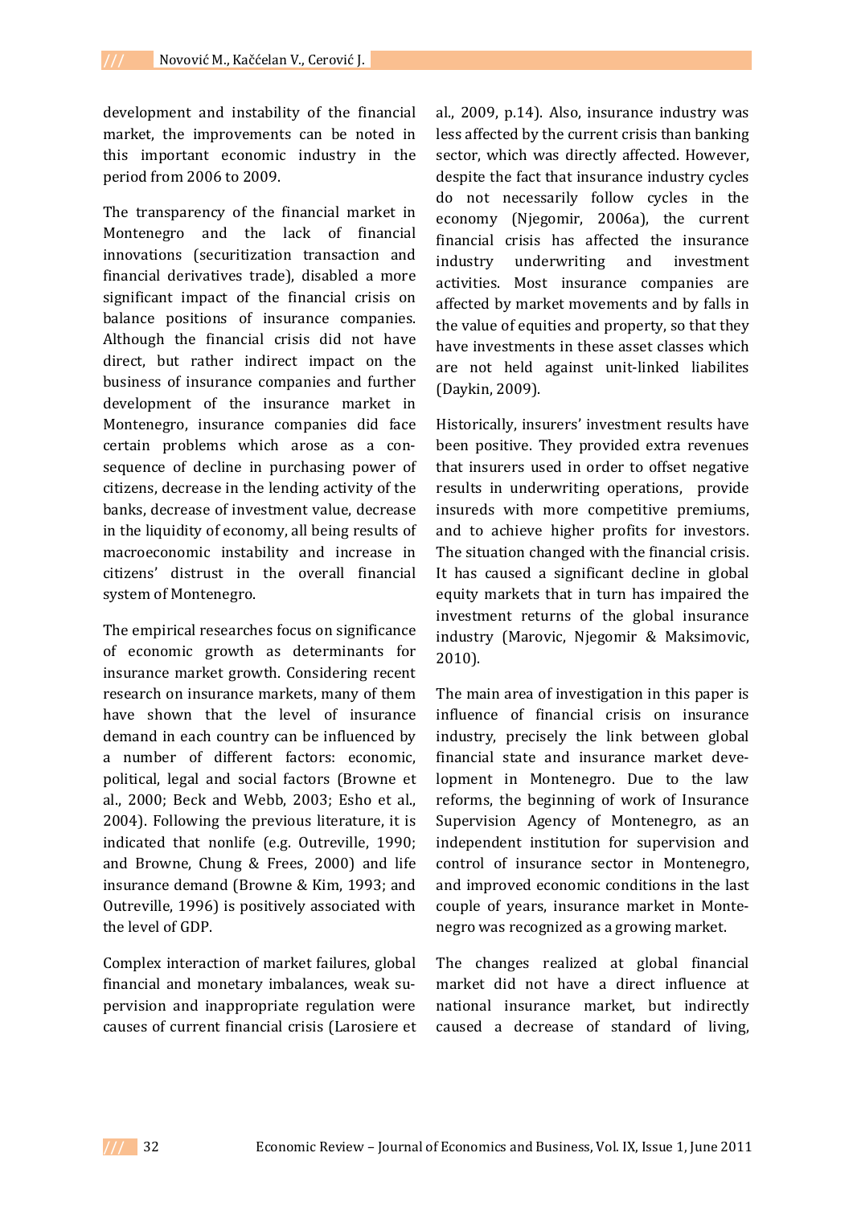development and instability of the financial market, the improvements can be noted in this important economic industry in the period from 2006 to 2009.

The transparency of the financial market in Montenegro and the lack of financial innovations (securitization transaction and financial derivatives trade), disabled a more significant impact of the financial crisis on balance positions of insurance companies. Although the financial crisis did not have direct, but rather indirect impact on the business of insurance companies and further development of the insurance market in Montenegro, insurance companies did face certain problems which arose as a consequence of decline in purchasing power of citizens, decrease in the lending activity of the banks, decrease of investment value, decrease in the liquidity of economy, all being results of macroeconomic instability and increase in citizens' distrust in the overall financial system of Montenegro.

The empirical researches focus on significance of economic growth as determinants for insurance market growth. Considering recent research on insurance markets, many of them have shown that the level of insurance demand in each country can be influenced by a number of different factors: economic, political, legal and social factors (Browne et al., 2000; Beck and Webb, 2003; Esho et al., 2004). Following the previous literature, it is indicated that nonlife (e.g. Outreville, 1990; and Browne, Chung & Frees, 2000) and life insurance demand (Browne & Kim, 1993; and Outreville, 1996) is positively associated with the level of GDP.

Complex interaction of market failures, global financial and monetary imbalances, weak supervision and inappropriate regulation were causes of current financial crisis (Larosiere et al., 2009, p.14). Also, insurance industry was less affected by the current crisis than banking sector, which was directly affected. However, despite the fact that insurance industry cycles do not necessarily follow cycles in the economy (Njegomir, 2006a), the current financial crisis has affected the insurance industry underwriting and investment activities. Most insurance companies are affected by market movements and by falls in the value of equities and property, so that they have investments in these asset classes which are not held against unit-linked liabilites (Daykin, 2009).

Historically, insurers' investment results have been positive. They provided extra revenues that insurers used in order to offset negative results in underwriting operations, provide insureds with more competitive premiums, and to achieve higher profits for investors. The situation changed with the financial crisis. It has caused a significant decline in global equity markets that in turn has impaired the investment returns of the global insurance industry (Marovic, Njegomir & Maksimovic, 2010).

The main area of investigation in this paper is influence of financial crisis on insurance industry, precisely the link between global financial state and insurance market development in Montenegro. Due to the law reforms, the beginning of work of Insurance Supervision Agency of Montenegro, as an independent institution for supervision and control of insurance sector in Montenegro, and improved economic conditions in the last couple of years, insurance market in Montenegro was recognized as a growing market.

The changes realized at global financial market did not have a direct influence at national insurance market, but indirectly caused a decrease of standard of living,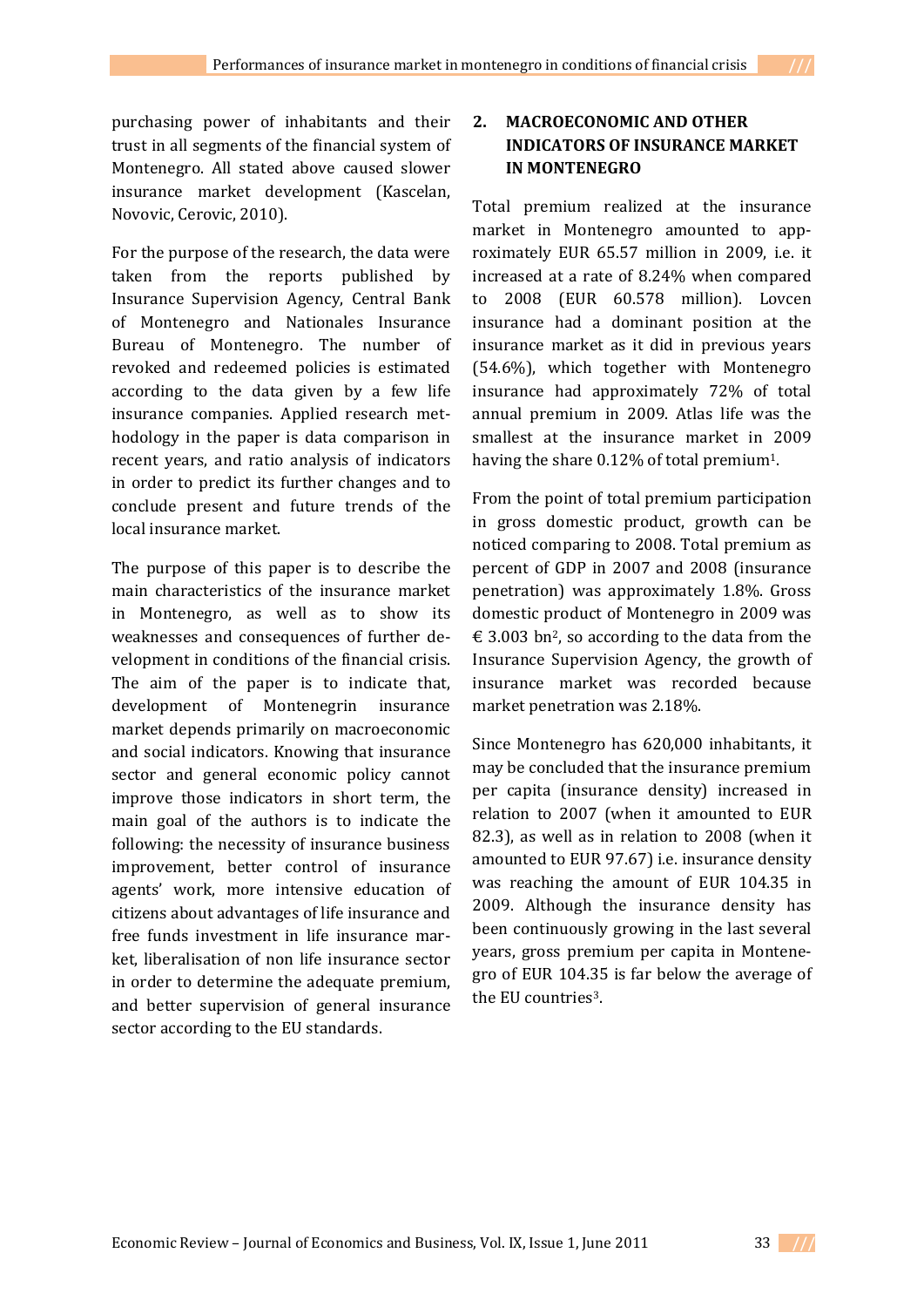purchasing power of inhabitants and their trust in all segments of the financial system of Montenegro. All stated above caused slower insurance market development (Kascelan, Novovic, Cerovic, 2010).

For the purpose of the research, the data were taken from the reports published by Insurance Supervision Agency, Central Bank of Montenegro and Nationales Insurance Bureau of Montenegro. The number of revoked and redeemed policies is estimated according to the data given by a few life insurance companies. Applied research methodology in the paper is data comparison in recent years, and ratio analysis of indicators in order to predict its further changes and to conclude present and future trends of the local insurance market.

The purpose of this paper is to describe the main characteristics of the insurance market in Montenegro, as well as to show its weaknesses and consequences of further development in conditions of the financial crisis. The aim of the paper is to indicate that, development of Montenegrin insurance market depends primarily on macroeconomic and social indicators. Knowing that insurance sector and general economic policy cannot improve those indicators in short term, the main goal of the authors is to indicate the following: the necessity of insurance business improvement, better control of insurance agents' work, more intensive education of citizens about advantages of life insurance and free funds investment in life insurance market, liberalisation of non life insurance sector in order to determine the adequate premium, and better supervision of general insurance sector according to the EU standards.

## 2. MACROECONOMIC AND OTHER INDICATORS OF INSURANCE MARKET IN MONTENEGRO

Total premium realized at the insurance market in Montenegro amounted to approximately EUR 65.57 million in 2009, i.e. it increased at a rate of 8.24% when compared to 2008 (EUR 60.578 million). Lovcen insurance had a dominant position at the insurance market as it did in previous years (54.6%), which together with Montenegro insurance had approximately 72% of total annual premium in 2009. Atlas life was the smallest at the insurance market in 2009 having the share 0.12% of total premium[1].

From the point of total premium participation in gross domestic product, growth can be noticed comparing to 2008. Total premium as percent of GDP in 2007 and 2008 (insurance penetration) was approximately 1.8%. Gross domestic product of Montenegro in 2009 was € 3.003 bn[2], so according to the data from the Insurance Supervision Agency, the growth of insurance market was recorded because market penetration was 2.18%.

Since Montenegro has 620,000 inhabitants, it may be concluded that the insurance premium per capita (insurance density) increased in relation to 2007 (when it amounted to EUR 82.3), as well as in relation to 2008 (when it amounted to EUR 97.67) i.e. insurance density was reaching the amount of EUR 104.35 in 2009. Although the insurance density has been continuously growing in the last several years, gross premium per capita in Montenegro of EUR 104.35 is far below the average of the EU countries[3].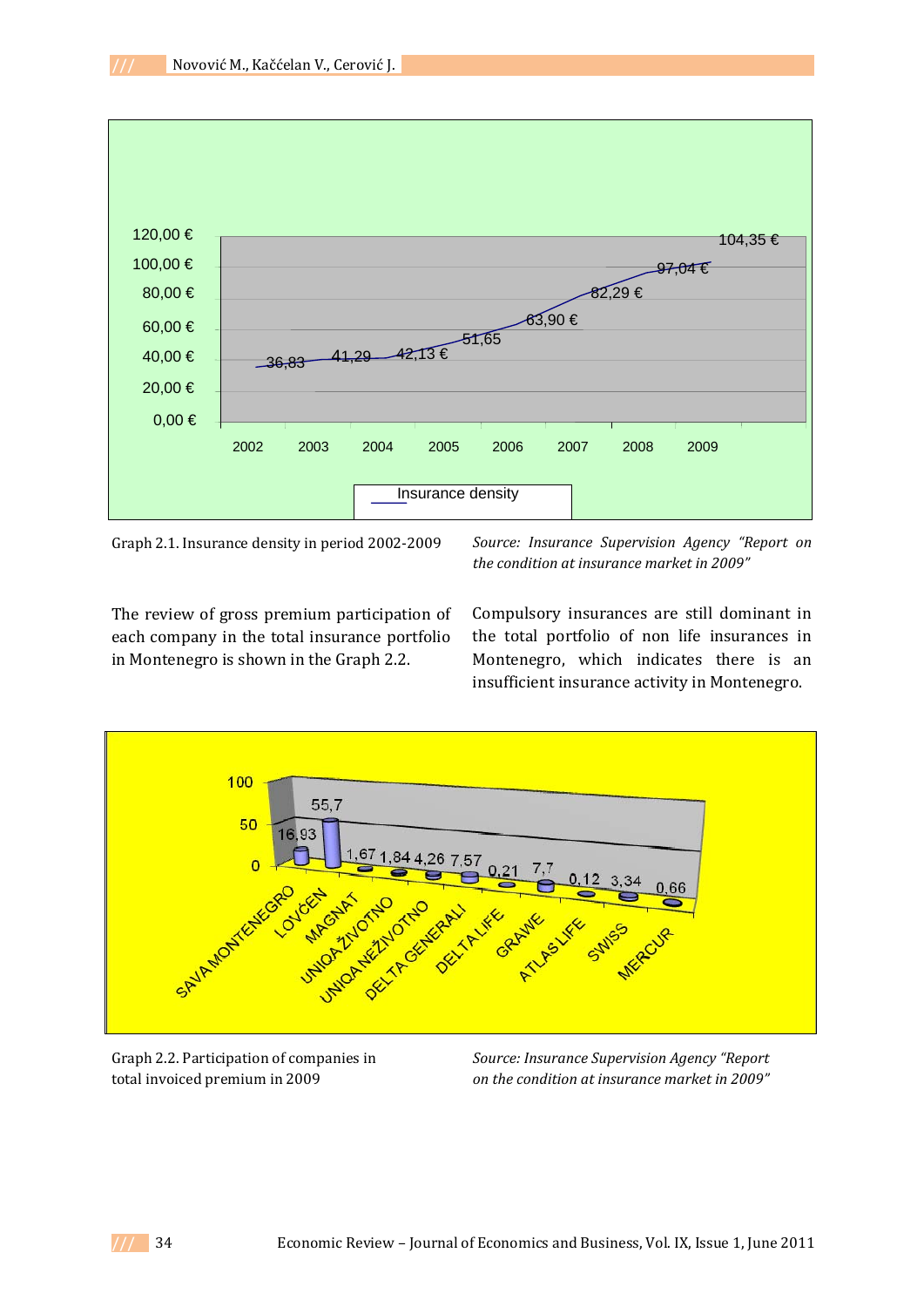Graph 2.1. Insurance density in period 2002-2009

*Source: Insurance Supervision Agency "Report on the condition at insurance market in 2009"*

The review of gross premium participation of each company in the total insurance portfolio in Montenegro is shown in the Graph 2.2.

Compulsory insurances are still dominant in the total portfolio of non life insurances in Montenegro, which indicates there is an insufficient insurance activity in Montenegro.

Graph 2.2. Participation of companies in total invoiced premium in 2009

*Source: Insurance Supervision Agency "Report on the condition at insurance market in 2009"*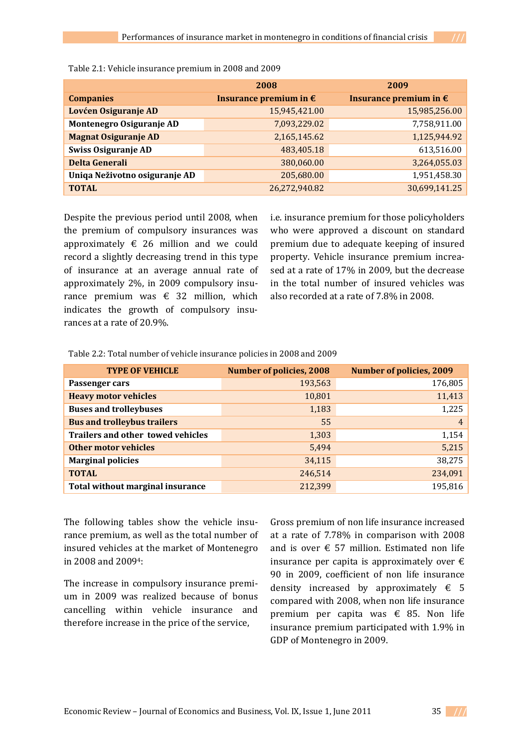Table 2.1: Vehicle insurance premium in 2008 and 2009

| | 2008 | 2009 |
|---|---|---|
| **Companies** | **Insurance premium in €** | **Insurance premium in €** |
| **Lovćen Osiguranje AD** | 15,945,421.00 | 15,985,256.00 |
| **Montenegro Osiguranje AD** | 7,093,229.02 | 7,758,911.00 |
| **Magnat Osiguranje AD** | 2,165,145.62 | 1,125,944.92 |
| **Swiss Osiguranje AD** | 483,405.18 | 613,516.00 |
| **Delta Generali** | 380,060.00 | 3,264,055.03 |
| **Uniqa Neživotno osiguranje AD** | 205,680.00 | 1,951,458.30 |
| **TOTAL** | 26,272,940.82 | 30,699,141.25 |

Despite the previous period until 2008, when the premium of compulsory insurances was approximately € 26 million and we could record a slightly decreasing trend in this type of insurance at an average annual rate of approximately 2%, in 2009 compulsory insurance premium was € 32 million, which indicates the growth of compulsory insurances at a rate of 20.9%.

i.e. insurance premium for those policyholders who were approved a discount on standard premium due to adequate keeping of insured property. Vehicle insurance premium increased at a rate of 17% in 2009, but the decrease in the total number of insured vehicles was also recorded at a rate of 7.8% in 2008.

Table 2.2: Total number of vehicle insurance policies in 2008 and 2009

| TYPE OF VEHICLE | Number of policies, 2008 | Number of policies, 2009 |
|---|---|---|
| **Passenger cars** | 193,563 | 176,805 |
| **Heavy motor vehicles** | 10,801 | 11,413 |
| **Buses and trolleybuses** | 1,183 | 1,225 |
| **Bus and trolleybus trailers** | 55 | 4 |
| **Trailers and other towed vehicles** | 1,303 | 1,154 |
| **Other motor vehicles** | 5,494 | 5,215 |
| **Marginal policies** | 34,115 | 38,275 |
| **TOTAL** | 246,514 | 234,091 |
| **Total without marginal insurance** | 212,399 | 195,816 |

The following tables show the vehicle insurance premium, as well as the total number of insured vehicles at the market of Montenegro in 2008 and 2009[4]:

The increase in compulsory insurance premium in 2009 was realized because of bonus cancelling within vehicle insurance and therefore increase in the price of the service,

Gross premium of non life insurance increased at a rate of 7.78% in comparison with 2008 and is over € 57 million. Estimated non life insurance per capita is approximately over € 90 in 2009, coefficient of non life insurance density increased by approximately € 5 compared with 2008, when non life insurance premium per capita was € 85. Non life insurance premium participated with 1.9% in GDP of Montenegro in 2009.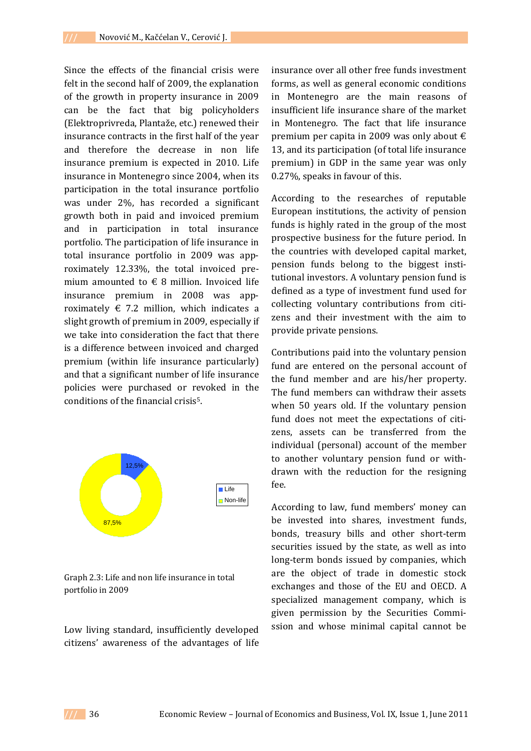Since the effects of the financial crisis were felt in the second half of 2009, the explanation of the growth in property insurance in 2009 can be the fact that big policyholders (Elektroprivreda, Plantaže, etc.) renewed their insurance contracts in the first half of the year and therefore the decrease in non life insurance premium is expected in 2010. Life insurance in Montenegro since 2004, when its participation in the total insurance portfolio was under 2%, has recorded a significant growth both in paid and invoiced premium and in participation in total insurance portfolio. The participation of life insurance in total insurance portfolio in 2009 was approximately 12.33%, the total invoiced premium amounted to € 8 million. Invoiced life insurance premium in 2008 was approximately € 7.2 million, which indicates a slight growth of premium in 2009, especially if we take into consideration the fact that there is a difference between invoiced and charged premium (within life insurance particularly) and that a significant number of life insurance policies were purchased or revoked in the conditions of the financial crisis[5].

Graph 2.3: Life and non life insurance in total portfolio in 2009

Low living standard, insufficiently developed citizens' awareness of the advantages of life insurance over all other free funds investment forms, as well as general economic conditions in Montenegro are the main reasons of insufficient life insurance share of the market in Montenegro. The fact that life insurance premium per capita in 2009 was only about € 13, and its participation (of total life insurance premium) in GDP in the same year was only 0.27%, speaks in favour of this.

According to the researches of reputable European institutions, the activity of pension funds is highly rated in the group of the most prospective business for the future period. In the countries with developed capital market, pension funds belong to the biggest institutional investors. A voluntary pension fund is defined as a type of investment fund used for collecting voluntary contributions from citizens and their investment with the aim to provide private pensions.

Contributions paid into the voluntary pension fund are entered on the personal account of the fund member and are his/her property. The fund members can withdraw their assets when 50 years old. If the voluntary pension fund does not meet the expectations of citizens, assets can be transferred from the individual (personal) account of the member to another voluntary pension fund or withdrawn with the reduction for the resigning fee.

According to law, fund members' money can be invested into shares, investment funds, bonds, treasury bills and other short-term securities issued by the state, as well as into long-term bonds issued by companies, which are the object of trade in domestic stock exchanges and those of the EU and OECD. A specialized management company, which is given permission by the Securities Commission and whose minimal capital cannot be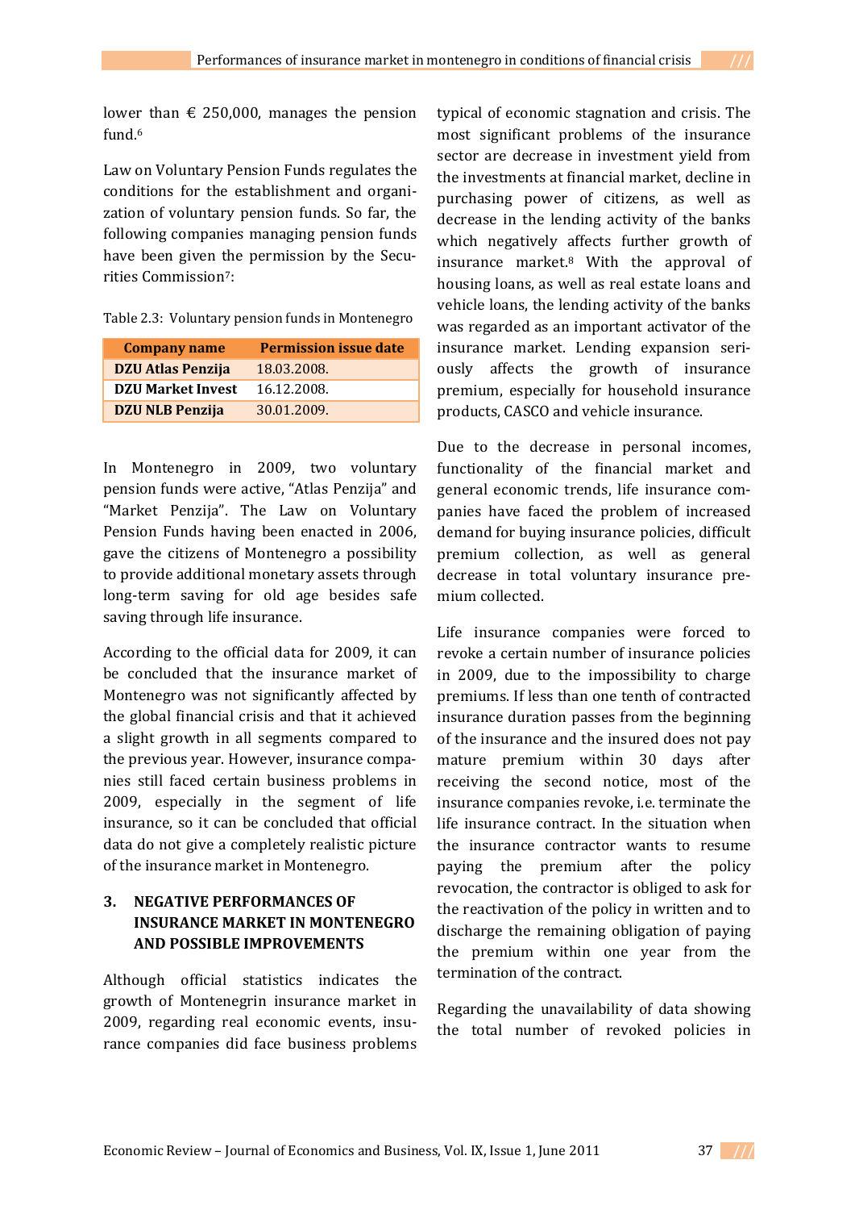lower than € 250,000, manages the pension fund.[6]

Law on Voluntary Pension Funds regulates the conditions for the establishment and organization of voluntary pension funds. So far, the following companies managing pension funds have been given the permission by the Securities Commission[7]:

Table 2.3: Voluntary pension funds in Montenegro

| Company name | Permission issue date |
|---|---|
| **DZU Atlas Penzija** | 18.03.2008. |
| **DZU Market Invest** | 16.12.2008. |
| **DZU NLB Penzija** | 30.01.2009. |

In Montenegro in 2009, two voluntary pension funds were active, "Atlas Penzija" and "Market Penzija". The Law on Voluntary Pension Funds having been enacted in 2006, gave the citizens of Montenegro a possibility to provide additional monetary assets through long-term saving for old age besides safe saving through life insurance.

According to the official data for 2009, it can be concluded that the insurance market of Montenegro was not significantly affected by the global financial crisis and that it achieved a slight growth in all segments compared to the previous year. However, insurance companies still faced certain business problems in 2009, especially in the segment of life insurance, so it can be concluded that official data do not give a completely realistic picture of the insurance market in Montenegro.

## 3. NEGATIVE PERFORMANCES OF INSURANCE MARKET IN MONTENEGRO AND POSSIBLE IMPROVEMENTS

Although official statistics indicates the growth of Montenegrin insurance market in 2009, regarding real economic events, insurance companies did face business problems typical of economic stagnation and crisis. The most significant problems of the insurance sector are decrease in investment yield from the investments at financial market, decline in purchasing power of citizens, as well as decrease in the lending activity of the banks which negatively affects further growth of insurance market.[8] With the approval of housing loans, as well as real estate loans and vehicle loans, the lending activity of the banks was regarded as an important activator of the insurance market. Lending expansion seriously affects the growth of insurance premium, especially for household insurance products, CASCO and vehicle insurance.

Due to the decrease in personal incomes, functionality of the financial market and general economic trends, life insurance companies have faced the problem of increased demand for buying insurance policies, difficult premium collection, as well as general decrease in total voluntary insurance premium collected.

Life insurance companies were forced to revoke a certain number of insurance policies in 2009, due to the impossibility to charge premiums. If less than one tenth of contracted insurance duration passes from the beginning of the insurance and the insured does not pay mature premium within 30 days after receiving the second notice, most of the insurance companies revoke, i.e. terminate the life insurance contract. In the situation when the insurance contractor wants to resume paying the premium after the policy revocation, the contractor is obliged to ask for the reactivation of the policy in written and to discharge the remaining obligation of paying the premium within one year from the termination of the contract.

Regarding the unavailability of data showing the total number of revoked policies in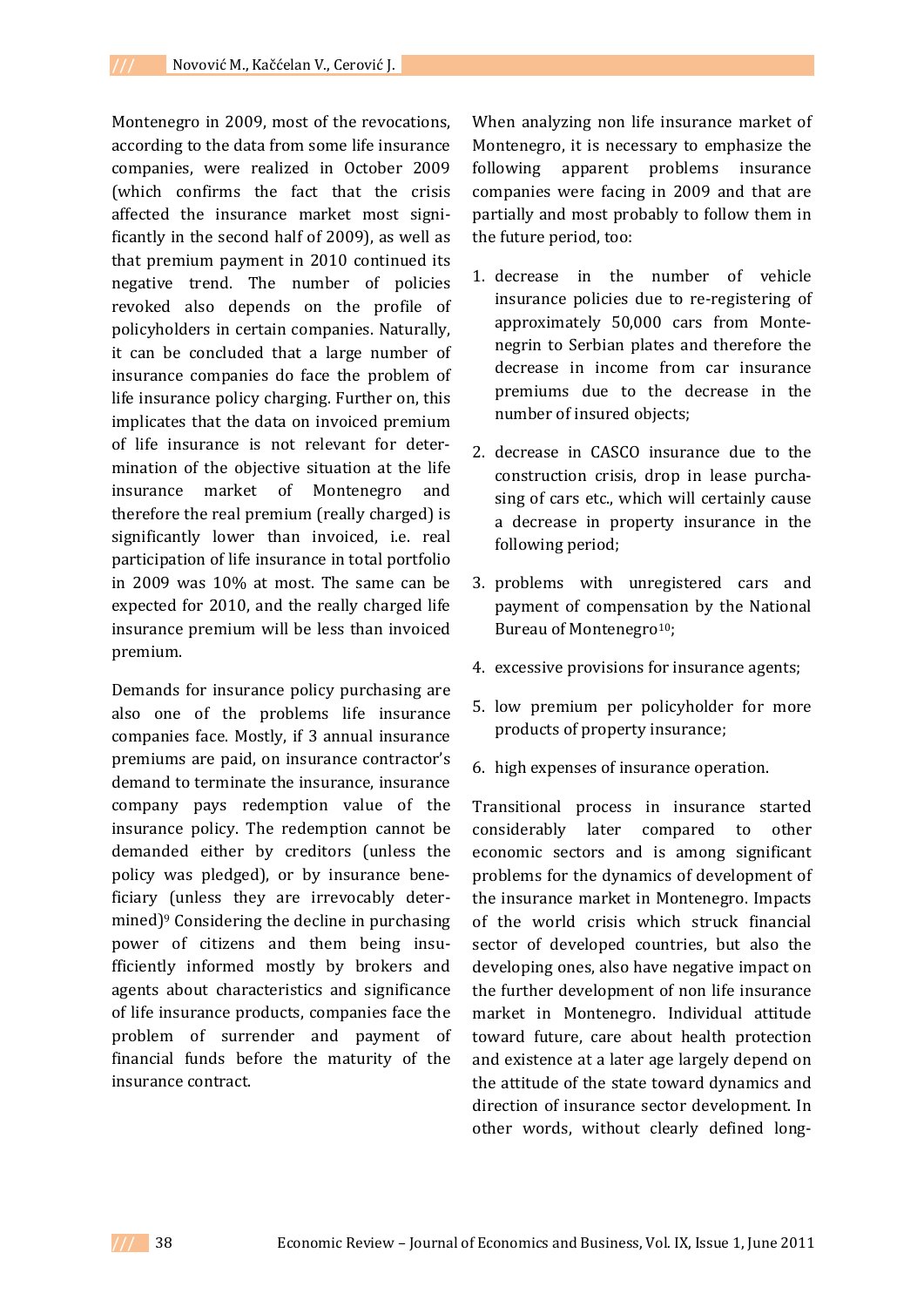Montenegro in 2009, most of the revocations, according to the data from some life insurance companies, were realized in October 2009 (which confirms the fact that the crisis affected the insurance market most significantly in the second half of 2009), as well as that premium payment in 2010 continued its negative trend. The number of policies revoked also depends on the profile of policyholders in certain companies. Naturally, it can be concluded that a large number of insurance companies do face the problem of life insurance policy charging. Further on, this implicates that the data on invoiced premium of life insurance is not relevant for determination of the objective situation at the life insurance market of Montenegro and therefore the real premium (really charged) is significantly lower than invoiced, i.e. real participation of life insurance in total portfolio in 2009 was 10% at most. The same can be expected for 2010, and the really charged life insurance premium will be less than invoiced premium.

Demands for insurance policy purchasing are also one of the problems life insurance companies face. Mostly, if 3 annual insurance premiums are paid, on insurance contractor's demand to terminate the insurance, insurance company pays redemption value of the insurance policy. The redemption cannot be demanded either by creditors (unless the policy was pledged), or by insurance beneficiary (unless they are irrevocably determined)[9] Considering the decline in purchasing power of citizens and them being insufficiently informed mostly by brokers and agents about characteristics and significance of life insurance products, companies face the problem of surrender and payment of financial funds before the maturity of the insurance contract.

When analyzing non life insurance market of Montenegro, it is necessary to emphasize the following apparent problems insurance companies were facing in 2009 and that are partially and most probably to follow them in the future period, too:

1. decrease in the number of vehicle insurance policies due to re-registering of approximately 50,000 cars from Montenegrin to Serbian plates and therefore the decrease in income from car insurance premiums due to the decrease in the number of insured objects;
2. decrease in CASCO insurance due to the construction crisis, drop in lease purchasing of cars etc., which will certainly cause a decrease in property insurance in the following period;
3. problems with unregistered cars and payment of compensation by the National Bureau of Montenegro[10];
4. excessive provisions for insurance agents;
5. low premium per policyholder for more products of property insurance;
6. high expenses of insurance operation.

Transitional process in insurance started considerably later compared to other economic sectors and is among significant problems for the dynamics of development of the insurance market in Montenegro. Impacts of the world crisis which struck financial sector of developed countries, but also the developing ones, also have negative impact on the further development of non life insurance market in Montenegro. Individual attitude toward future, care about health protection and existence at a later age largely depend on the attitude of the state toward dynamics and direction of insurance sector development. In other words, without clearly defined long-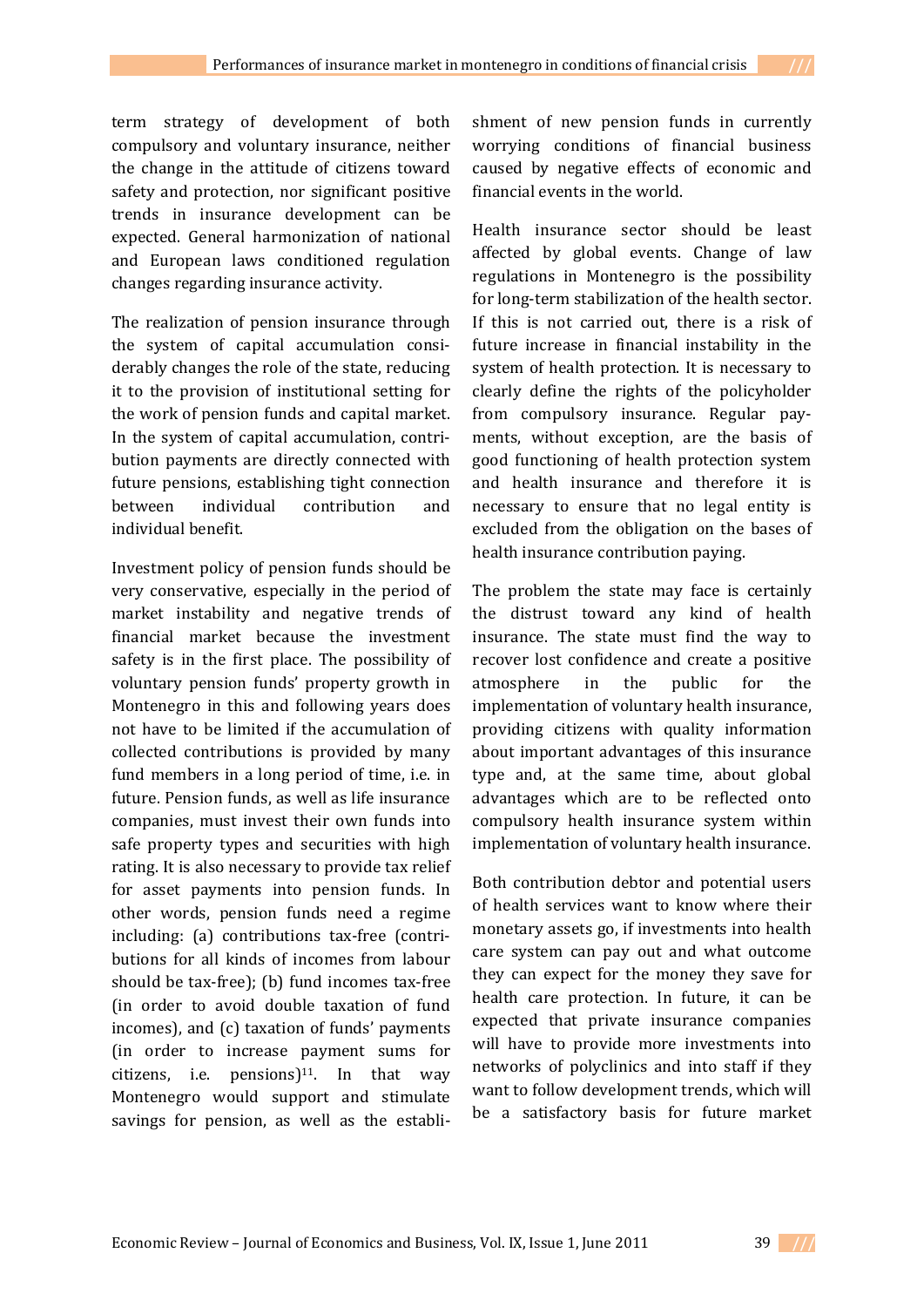term strategy of development of both compulsory and voluntary insurance, neither the change in the attitude of citizens toward safety and protection, nor significant positive trends in insurance development can be expected. General harmonization of national and European laws conditioned regulation changes regarding insurance activity.

The realization of pension insurance through the system of capital accumulation considerably changes the role of the state, reducing it to the provision of institutional setting for the work of pension funds and capital market. In the system of capital accumulation, contribution payments are directly connected with future pensions, establishing tight connection between individual contribution and individual benefit.

Investment policy of pension funds should be very conservative, especially in the period of market instability and negative trends of financial market because the investment safety is in the first place. The possibility of voluntary pension funds' property growth in Montenegro in this and following years does not have to be limited if the accumulation of collected contributions is provided by many fund members in a long period of time, i.e. in future. Pension funds, as well as life insurance companies, must invest their own funds into safe property types and securities with high rating. It is also necessary to provide tax relief for asset payments into pension funds. In other words, pension funds need a regime including: (a) contributions tax-free (contributions for all kinds of incomes from labour should be tax-free); (b) fund incomes tax-free (in order to avoid double taxation of fund incomes), and (c) taxation of funds' payments (in order to increase payment sums for citizens, i.e. pensions)[11]. In that way Montenegro would support and stimulate savings for pension, as well as the establishment of new pension funds in currently worrying conditions of financial business caused by negative effects of economic and financial events in the world.

Health insurance sector should be least affected by global events. Change of law regulations in Montenegro is the possibility for long-term stabilization of the health sector. If this is not carried out, there is a risk of future increase in financial instability in the system of health protection. It is necessary to clearly define the rights of the policyholder from compulsory insurance. Regular payments, without exception, are the basis of good functioning of health protection system and health insurance and therefore it is necessary to ensure that no legal entity is excluded from the obligation on the bases of health insurance contribution paying.

The problem the state may face is certainly the distrust toward any kind of health insurance. The state must find the way to recover lost confidence and create a positive atmosphere in the public for the implementation of voluntary health insurance, providing citizens with quality information about important advantages of this insurance type and, at the same time, about global advantages which are to be reflected onto compulsory health insurance system within implementation of voluntary health insurance.

Both contribution debtor and potential users of health services want to know where their monetary assets go, if investments into health care system can pay out and what outcome they can expect for the money they save for health care protection. In future, it can be expected that private insurance companies will have to provide more investments into networks of polyclinics and into staff if they want to follow development trends, which will be a satisfactory basis for future market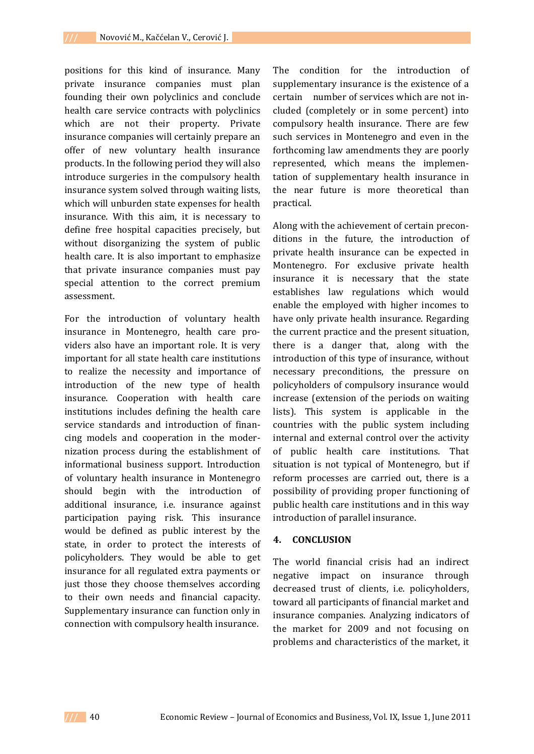positions for this kind of insurance. Many private insurance companies must plan founding their own polyclinics and conclude health care service contracts with polyclinics which are not their property. Private insurance companies will certainly prepare an offer of new voluntary health insurance products. In the following period they will also introduce surgeries in the compulsory health insurance system solved through waiting lists, which will unburden state expenses for health insurance. With this aim, it is necessary to define free hospital capacities precisely, but without disorganizing the system of public health care. It is also important to emphasize that private insurance companies must pay special attention to the correct premium assessment.

For the introduction of voluntary health insurance in Montenegro, health care providers also have an important role. It is very important for all state health care institutions to realize the necessity and importance of introduction of the new type of health insurance. Cooperation with health care institutions includes defining the health care service standards and introduction of financing models and cooperation in the modernization process during the establishment of informational business support. Introduction of voluntary health insurance in Montenegro should begin with the introduction of additional insurance, i.e. insurance against participation paying risk. This insurance would be defined as public interest by the state, in order to protect the interests of policyholders. They would be able to get insurance for all regulated extra payments or just those they choose themselves according to their own needs and financial capacity. Supplementary insurance can function only in connection with compulsory health insurance.

The condition for the introduction of supplementary insurance is the existence of a certain number of services which are not included (completely or in some percent) into compulsory health insurance. There are few such services in Montenegro and even in the forthcoming law amendments they are poorly represented, which means the implementation of supplementary health insurance in the near future is more theoretical than practical.

Along with the achievement of certain preconditions in the future, the introduction of private health insurance can be expected in Montenegro. For exclusive private health insurance it is necessary that the state establishes law regulations which would enable the employed with higher incomes to have only private health insurance. Regarding the current practice and the present situation, there is a danger that, along with the introduction of this type of insurance, without necessary preconditions, the pressure on policyholders of compulsory insurance would increase (extension of the periods on waiting lists). This system is applicable in the countries with the public system including internal and external control over the activity of public health care institutions. That situation is not typical of Montenegro, but if reform processes are carried out, there is a possibility of providing proper functioning of public health care institutions and in this way introduction of parallel insurance.

## 4. CONCLUSION

The world financial crisis had an indirect negative impact on insurance through decreased trust of clients, i.e. policyholders, toward all participants of financial market and insurance companies. Analyzing indicators of the market for 2009 and not focusing on problems and characteristics of the market, it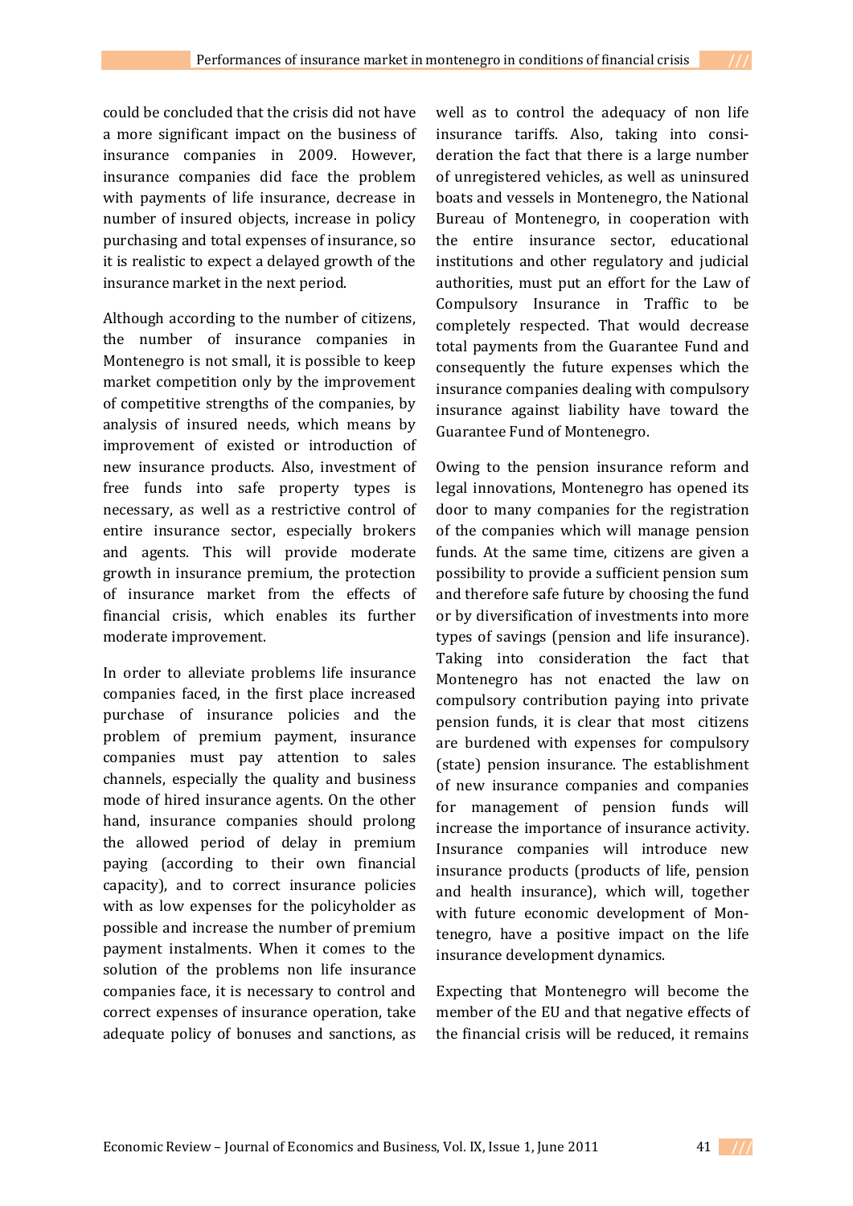could be concluded that the crisis did not have a more significant impact on the business of insurance companies in 2009. However, insurance companies did face the problem with payments of life insurance, decrease in number of insured objects, increase in policy purchasing and total expenses of insurance, so it is realistic to expect a delayed growth of the insurance market in the next period.

Although according to the number of citizens, the number of insurance companies in Montenegro is not small, it is possible to keep market competition only by the improvement of competitive strengths of the companies, by analysis of insured needs, which means by improvement of existed or introduction of new insurance products. Also, investment of free funds into safe property types is necessary, as well as a restrictive control of entire insurance sector, especially brokers and agents. This will provide moderate growth in insurance premium, the protection of insurance market from the effects of financial crisis, which enables its further moderate improvement.

In order to alleviate problems life insurance companies faced, in the first place increased purchase of insurance policies and the problem of premium payment, insurance companies must pay attention to sales channels, especially the quality and business mode of hired insurance agents. On the other hand, insurance companies should prolong the allowed period of delay in premium paying (according to their own financial capacity), and to correct insurance policies with as low expenses for the policyholder as possible and increase the number of premium payment instalments. When it comes to the solution of the problems non life insurance companies face, it is necessary to control and correct expenses of insurance operation, take adequate policy of bonuses and sanctions, as well as to control the adequacy of non life insurance tariffs. Also, taking into consideration the fact that there is a large number of unregistered vehicles, as well as uninsured boats and vessels in Montenegro, the National Bureau of Montenegro, in cooperation with the entire insurance sector, educational institutions and other regulatory and judicial authorities, must put an effort for the Law of Compulsory Insurance in Traffic to be completely respected. That would decrease total payments from the Guarantee Fund and consequently the future expenses which the insurance companies dealing with compulsory insurance against liability have toward the Guarantee Fund of Montenegro.

Owing to the pension insurance reform and legal innovations, Montenegro has opened its door to many companies for the registration of the companies which will manage pension funds. At the same time, citizens are given a possibility to provide a sufficient pension sum and therefore safe future by choosing the fund or by diversification of investments into more types of savings (pension and life insurance). Taking into consideration the fact that Montenegro has not enacted the law on compulsory contribution paying into private pension funds, it is clear that most citizens are burdened with expenses for compulsory (state) pension insurance. The establishment of new insurance companies and companies for management of pension funds will increase the importance of insurance activity. Insurance companies will introduce new insurance products (products of life, pension and health insurance), which will, together with future economic development of Montenegro, have a positive impact on the life insurance development dynamics.

Expecting that Montenegro will become the member of the EU and that negative effects of the financial crisis will be reduced, it remains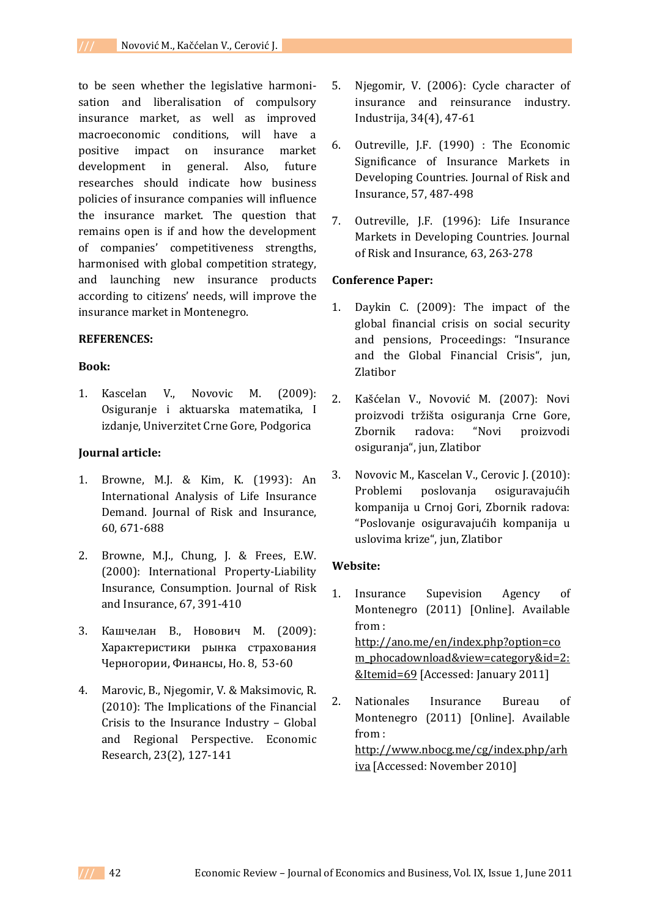to be seen whether the legislative harmonisation and liberalisation of compulsory insurance market, as well as improved macroeconomic conditions, will have a positive impact on insurance market development in general. Also, future researches should indicate how business policies of insurance companies will influence the insurance market. The question that remains open is if and how the development of companies' competitiveness strengths, harmonised with global competition strategy, and launching new insurance products according to citizens' needs, will improve the insurance market in Montenegro.

**REFERENCES:**

**Book:**

1. Kascelan V., Novovic M. (2009): Osiguranje i aktuarska matematika, I izdanje, Univerzitet Crne Gore, Podgorica

**Journal article:**

1. Browne, M.J. & Kim, K. (1993): An International Analysis of Life Insurance Demand. Journal of Risk and Insurance, 60, 671-688
2. Browne, M.J., Chung, J. & Frees, E.W. (2000): International Property-Liability Insurance, Consumption. Journal of Risk and Insurance, 67, 391-410
3. Кашчелан В., Новович М. (2009): Характеристики рынка страхования Черногории, Финансы, Но. 8, 53-60
4. Marovic, B., Njegomir, V. & Maksimovic, R. (2010): The Implications of the Financial Crisis to the Insurance Industry – Global and Regional Perspective. Economic Research, 23(2), 127-141
5. Njegomir, V. (2006): Cycle character of insurance and reinsurance industry. Industrija, 34(4), 47-61
6. Outreville, J.F. (1990) : The Economic Significance of Insurance Markets in Developing Countries. Journal of Risk and Insurance, 57, 487-498
7. Outreville, J.F. (1996): Life Insurance Markets in Developing Countries. Journal of Risk and Insurance, 63, 263-278

**Conference Paper:**

1. Daykin C. (2009): The impact of the global financial crisis on social security and pensions, Proceedings: "Insurance and the Global Financial Crisis", jun, Zlatibor
2. Kašćelan V., Novović M. (2007): Novi proizvodi tržišta osiguranja Crne Gore, Zbornik radova: "Novi proizvodi osiguranja", jun, Zlatibor
3. Novovic M., Kascelan V., Cerovic J. (2010): Problemi poslovanja osiguravajućih kompanija u Crnoj Gori, Zbornik radova: "Poslovanje osiguravajućih kompanija u uslovima krize", jun, Zlatibor

**Website:**

1. Insurance Supevision Agency of Montenegro (2011) [Online]. Available from : http://ano.me/en/index.php?option=com_phocadownload&view=category&id=2:&Itemid=69 [Accessed: January 2011]
2. Nationales Insurance Bureau of Montenegro (2011) [Online]. Available from : http://www.nbocg.me/cg/index.php/arhiva [Accessed: November 2010]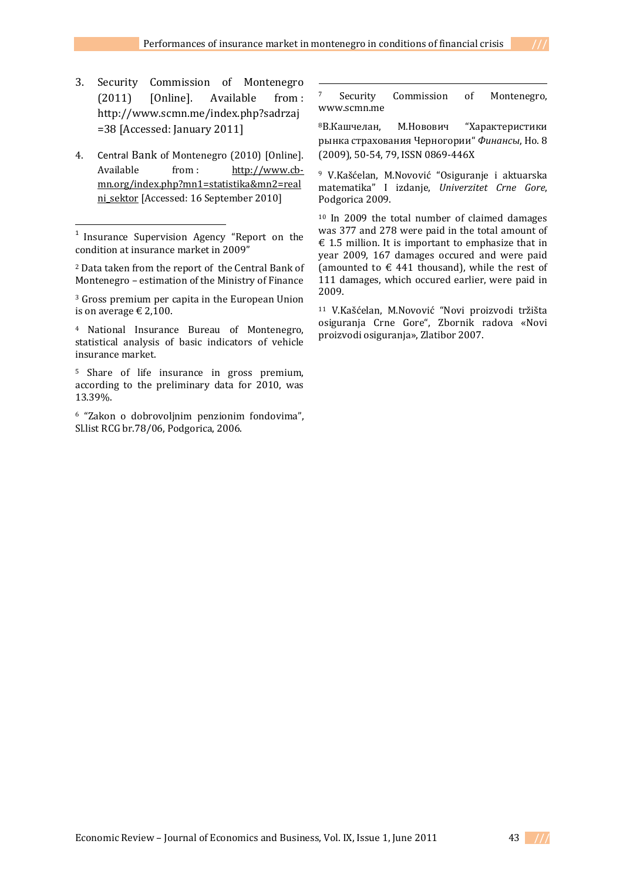3. Security Commission of Montenegro (2011) [Online]. Available from : http://www.scmn.me/index.php?sadrzaj=38 [Accessed: January 2011]

4. Central Bank of Montenegro (2010) [Online]. Available from : http://www.cb-mn.org/index.php?mn1=statistika&mn2=realni_sektor [Accessed: 16 September 2010]

---

[1] Insurance Supervision Agency "Report on the condition at insurance market in 2009"

[2] Data taken from the report of the Central Bank of Montenegro – estimation of the Ministry of Finance

[3] Gross premium per capita in the European Union is on average € 2,100.

[4] National Insurance Bureau of Montenegro, statistical analysis of basic indicators of vehicle insurance market.

[5] Share of life insurance in gross premium, according to the preliminary data for 2010, was 13.39%.

[6] "Zakon o dobrovoljnim penzionim fondovima", Sl.list RCG br.78/06, Podgorica, 2006.

[7] Security Commission of Montenegro, www.scmn.me

[8] В.Кашчелан, М.Новович "Характеристики рынка страхования Черногории" *Финансы*, Но. 8 (2009), 50-54, 79, ISSN 0869-446X

[9] V.Kašćelan, M.Novović "Osiguranje i aktuarska matematika" I izdanje, *Univerzitet Crne Gore*, Podgorica 2009.

[10] In 2009 the total number of claimed damages was 377 and 278 were paid in the total amount of € 1.5 million. It is important to emphasize that in year 2009, 167 damages occured and were paid (amounted to € 441 thousand), while the rest of 111 damages, which occured earlier, were paid in 2009.

[11] V.Kašćelan, M.Novović "Novi proizvodi tržišta osiguranja Crne Gore", Zbornik radova «Novi proizvodi osiguranja», Zlatibor 2007.